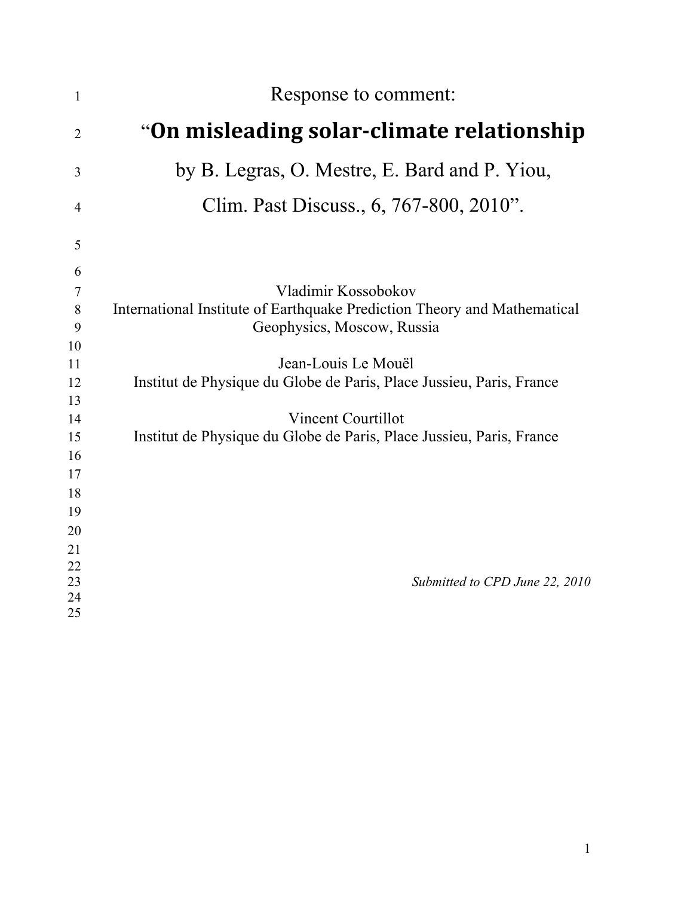# Response to comment:

# “On misleading solar-climate relationship

## by B. Legras, O. Mestre, E. Bard and P. Yiou,

## Clim. Past Discuss., 6, 767-800, 2010”.

Vladimir Kossobokov
International Institute of Earthquake Prediction Theory and Mathematical Geophysics, Moscow, Russia

Jean-Louis Le Mouël
Institut de Physique du Globe de Paris, Place Jussieu, Paris, France

Vincent Courtillot
Institut de Physique du Globe de Paris, Place Jussieu, Paris, France

*Submitted to CPD June 22, 2010*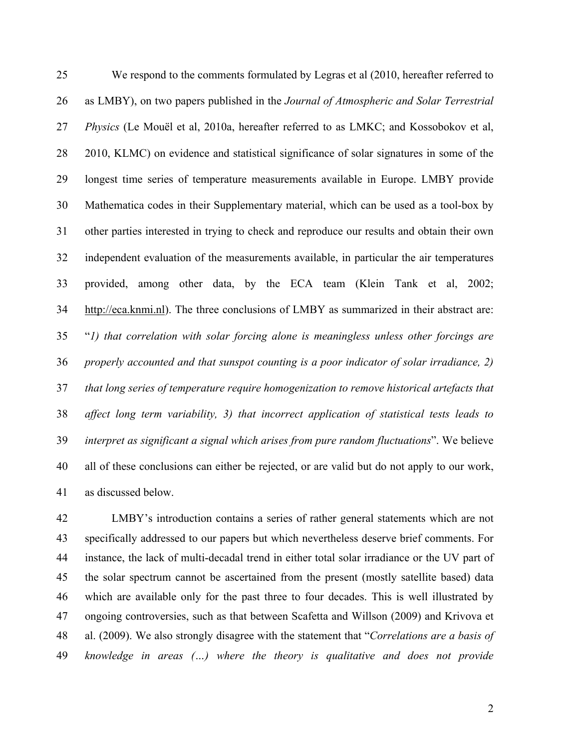We respond to the comments formulated by Legras et al (2010, hereafter referred to as LMBY), on two papers published in the *Journal of Atmospheric and Solar Terrestrial Physics* (Le Mouël et al, 2010a, hereafter referred to as LMKC; and Kossobokov et al, 2010, KLMC) on evidence and statistical significance of solar signatures in some of the longest time series of temperature measurements available in Europe. LMBY provide Mathematica codes in their Supplementary material, which can be used as a tool-box by other parties interested in trying to check and reproduce our results and obtain their own independent evaluation of the measurements available, in particular the air temperatures provided, among other data, by the ECA team (Klein Tank et al, 2002; http://eca.knmi.nl). The three conclusions of LMBY as summarized in their abstract are: "*1) that correlation with solar forcing alone is meaningless unless other forcings are properly accounted and that sunspot counting is a poor indicator of solar irradiance, 2) that long series of temperature require homogenization to remove historical artefacts that affect long term variability, 3) that incorrect application of statistical tests leads to interpret as significant a signal which arises from pure random fluctuations*". We believe all of these conclusions can either be rejected, or are valid but do not apply to our work, as discussed below.

LMBY's introduction contains a series of rather general statements which are not specifically addressed to our papers but which nevertheless deserve brief comments. For instance, the lack of multi-decadal trend in either total solar irradiance or the UV part of the solar spectrum cannot be ascertained from the present (mostly satellite based) data which are available only for the past three to four decades. This is well illustrated by ongoing controversies, such as that between Scafetta and Willson (2009) and Krivova et al. (2009). We also strongly disagree with the statement that "*Correlations are a basis of knowledge in areas (…) where the theory is qualitative and does not provide*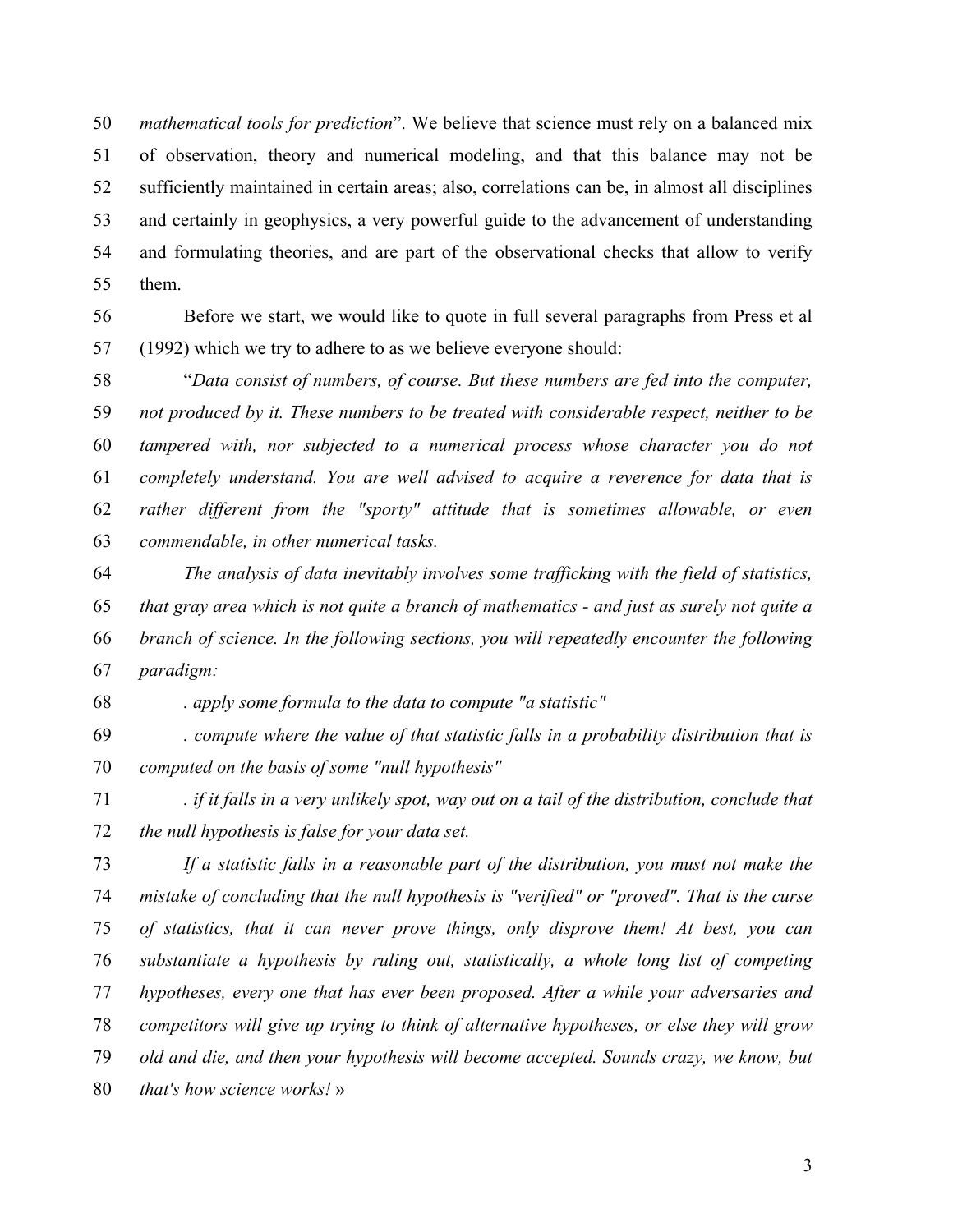*mathematical tools for prediction*". We believe that science must rely on a balanced mix of observation, theory and numerical modeling, and that this balance may not be sufficiently maintained in certain areas; also, correlations can be, in almost all disciplines and certainly in geophysics, a very powerful guide to the advancement of understanding and formulating theories, and are part of the observational checks that allow to verify them.

Before we start, we would like to quote in full several paragraphs from Press et al (1992) which we try to adhere to as we believe everyone should:

"*Data consist of numbers, of course. But these numbers are fed into the computer, not produced by it. These numbers to be treated with considerable respect, neither to be tampered with, nor subjected to a numerical process whose character you do not completely understand. You are well advised to acquire a reverence for data that is rather different from the "sporty" attitude that is sometimes allowable, or even commendable, in other numerical tasks.*

*The analysis of data inevitably involves some trafficking with the field of statistics, that gray area which is not quite a branch of mathematics - and just as surely not quite a branch of science. In the following sections, you will repeatedly encounter the following paradigm:*

*. apply some formula to the data to compute "a statistic"*

*. compute where the value of that statistic falls in a probability distribution that is computed on the basis of some "null hypothesis"*

*. if it falls in a very unlikely spot, way out on a tail of the distribution, conclude that the null hypothesis is false for your data set.*

*If a statistic falls in a reasonable part of the distribution, you must not make the mistake of concluding that the null hypothesis is "verified" or "proved". That is the curse of statistics, that it can never prove things, only disprove them! At best, you can substantiate a hypothesis by ruling out, statistically, a whole long list of competing hypotheses, every one that has ever been proposed. After a while your adversaries and competitors will give up trying to think of alternative hypotheses, or else they will grow old and die, and then your hypothesis will become accepted. Sounds crazy, we know, but that's how science works!* »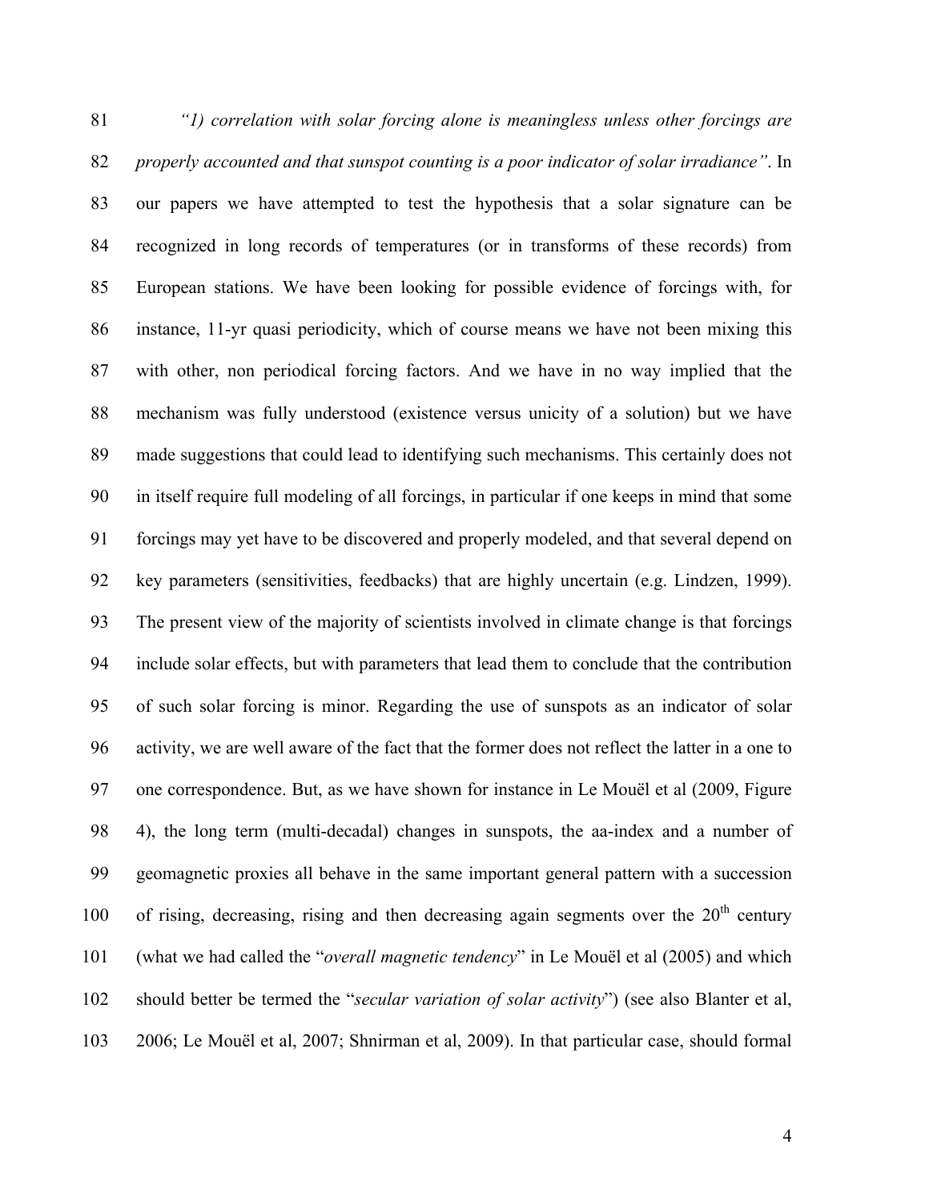*"1) correlation with solar forcing alone is meaningless unless other forcings are properly accounted and that sunspot counting is a poor indicator of solar irradiance"*. In our papers we have attempted to test the hypothesis that a solar signature can be recognized in long records of temperatures (or in transforms of these records) from European stations. We have been looking for possible evidence of forcings with, for instance, 11-yr quasi periodicity, which of course means we have not been mixing this with other, non periodical forcing factors. And we have in no way implied that the mechanism was fully understood (existence versus unicity of a solution) but we have made suggestions that could lead to identifying such mechanisms. This certainly does not in itself require full modeling of all forcings, in particular if one keeps in mind that some forcings may yet have to be discovered and properly modeled, and that several depend on key parameters (sensitivities, feedbacks) that are highly uncertain (e.g. Lindzen, 1999). The present view of the majority of scientists involved in climate change is that forcings include solar effects, but with parameters that lead them to conclude that the contribution of such solar forcing is minor. Regarding the use of sunspots as an indicator of solar activity, we are well aware of the fact that the former does not reflect the latter in a one to one correspondence. But, as we have shown for instance in Le Mouël et al (2009, Figure 4), the long term (multi-decadal) changes in sunspots, the aa-index and a number of geomagnetic proxies all behave in the same important general pattern with a succession of rising, decreasing, rising and then decreasing again segments over the 20th century (what we had called the "*overall magnetic tendency*" in Le Mouël et al (2005) and which should better be termed the "*secular variation of solar activity*") (see also Blanter et al, 2006; Le Mouël et al, 2007; Shnirman et al, 2009). In that particular case, should formal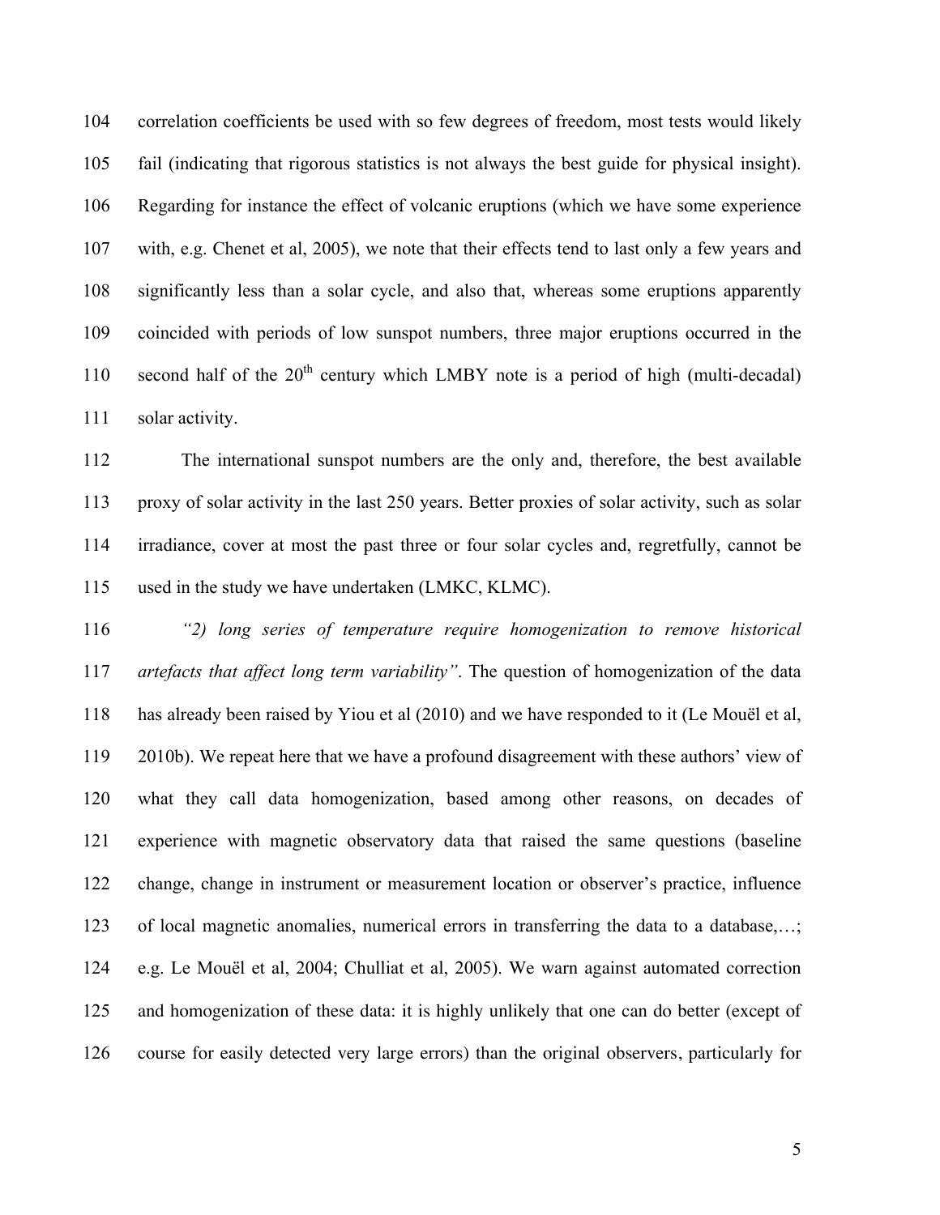correlation coefficients be used with so few degrees of freedom, most tests would likely fail (indicating that rigorous statistics is not always the best guide for physical insight). Regarding for instance the effect of volcanic eruptions (which we have some experience with, e.g. Chenet et al, 2005), we note that their effects tend to last only a few years and significantly less than a solar cycle, and also that, whereas some eruptions apparently coincided with periods of low sunspot numbers, three major eruptions occurred in the second half of the 20th century which LMBY note is a period of high (multi-decadal) solar activity.

The international sunspot numbers are the only and, therefore, the best available proxy of solar activity in the last 250 years. Better proxies of solar activity, such as solar irradiance, cover at most the past three or four solar cycles and, regretfully, cannot be used in the study we have undertaken (LMKC, KLMC).

*"2) long series of temperature require homogenization to remove historical artefacts that affect long term variability"*. The question of homogenization of the data has already been raised by Yiou et al (2010) and we have responded to it (Le Mouël et al, 2010b). We repeat here that we have a profound disagreement with these authors' view of what they call data homogenization, based among other reasons, on decades of experience with magnetic observatory data that raised the same questions (baseline change, change in instrument or measurement location or observer's practice, influence of local magnetic anomalies, numerical errors in transferring the data to a database,…; e.g. Le Mouël et al, 2004; Chulliat et al, 2005). We warn against automated correction and homogenization of these data: it is highly unlikely that one can do better (except of course for easily detected very large errors) than the original observers, particularly for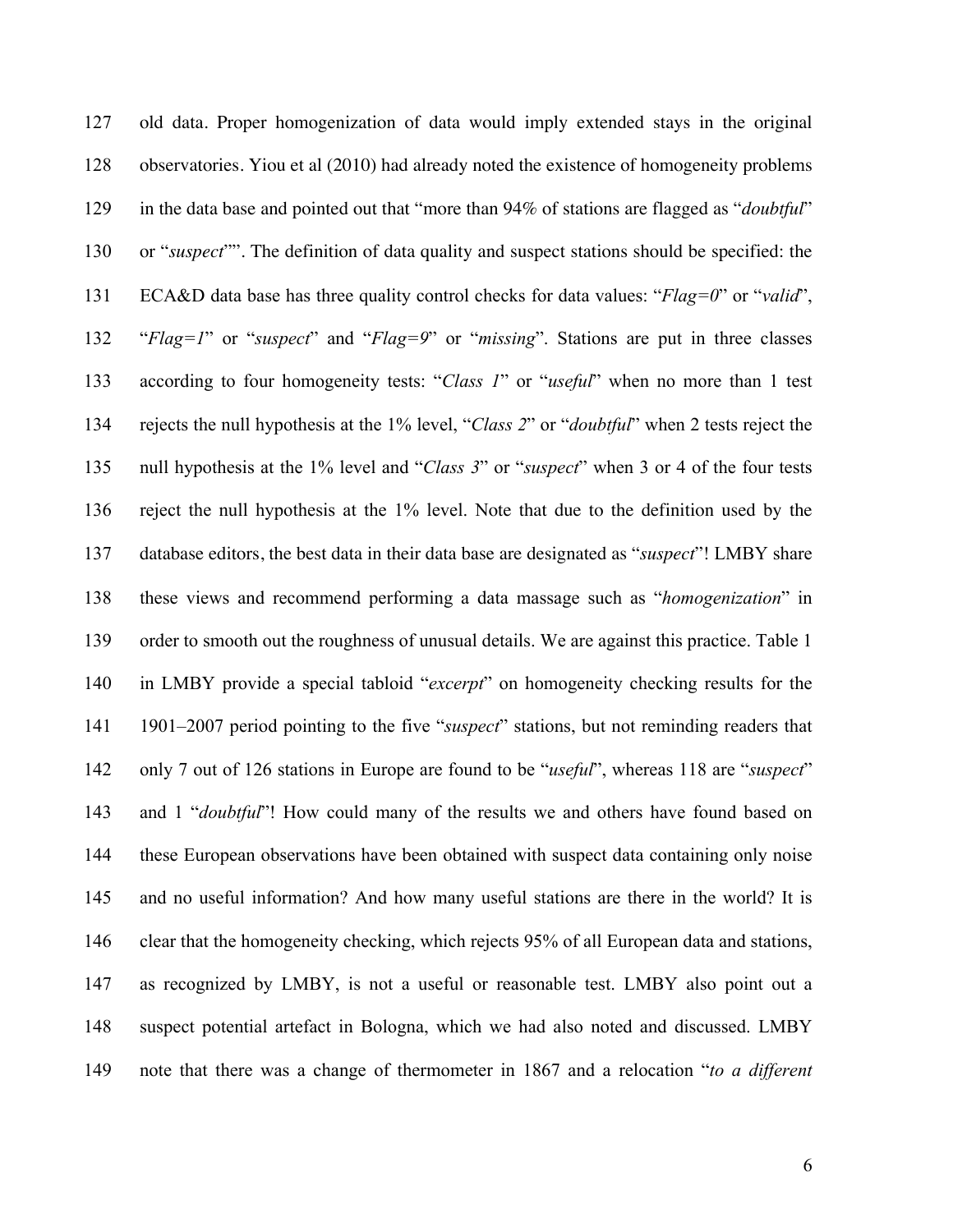old data. Proper homogenization of data would imply extended stays in the original observatories. Yiou et al (2010) had already noted the existence of homogeneity problems in the data base and pointed out that "more than 94% of stations are flagged as "*doubtful*" or "*suspect*"". The definition of data quality and suspect stations should be specified: the ECA&D data base has three quality control checks for data values: "*Flag=0*" or "*valid*", "*Flag=1*" or "*suspect*" and "*Flag=9*" or "*missing*". Stations are put in three classes according to four homogeneity tests: "*Class 1*" or "*useful*" when no more than 1 test rejects the null hypothesis at the 1% level, "*Class 2*" or "*doubtful*" when 2 tests reject the null hypothesis at the 1% level and "*Class 3*" or "*suspect*" when 3 or 4 of the four tests reject the null hypothesis at the 1% level. Note that due to the definition used by the database editors, the best data in their data base are designated as "*suspect*"! LMBY share these views and recommend performing a data massage such as "*homogenization*" in order to smooth out the roughness of unusual details. We are against this practice. Table 1 in LMBY provide a special tabloid "*excerpt*" on homogeneity checking results for the 1901–2007 period pointing to the five "*suspect*" stations, but not reminding readers that only 7 out of 126 stations in Europe are found to be "*useful*", whereas 118 are "*suspect*" and 1 "*doubtful*"! How could many of the results we and others have found based on these European observations have been obtained with suspect data containing only noise and no useful information? And how many useful stations are there in the world? It is clear that the homogeneity checking, which rejects 95% of all European data and stations, as recognized by LMBY, is not a useful or reasonable test. LMBY also point out a suspect potential artefact in Bologna, which we had also noted and discussed. LMBY note that there was a change of thermometer in 1867 and a relocation "*to a different*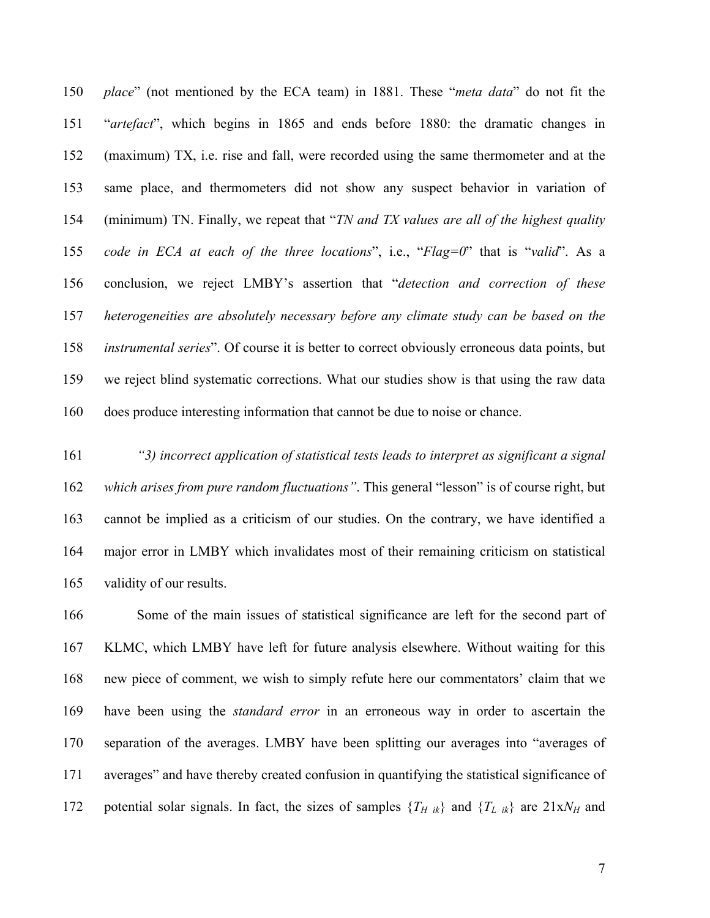*place*" (not mentioned by the ECA team) in 1881. These "*meta data*" do not fit the "*artefact*", which begins in 1865 and ends before 1880: the dramatic changes in (maximum) TX, i.e. rise and fall, were recorded using the same thermometer and at the same place, and thermometers did not show any suspect behavior in variation of (minimum) TN. Finally, we repeat that "*TN and TX values are all of the highest quality code in ECA at each of the three locations*", i.e., "*Flag=0*" that is "*valid*". As a conclusion, we reject LMBY's assertion that "*detection and correction of these heterogeneities are absolutely necessary before any climate study can be based on the instrumental series*". Of course it is better to correct obviously erroneous data points, but we reject blind systematic corrections. What our studies show is that using the raw data does produce interesting information that cannot be due to noise or chance.

*"3) incorrect application of statistical tests leads to interpret as significant a signal which arises from pure random fluctuations"*. This general "lesson" is of course right, but cannot be implied as a criticism of our studies. On the contrary, we have identified a major error in LMBY which invalidates most of their remaining criticism on statistical validity of our results.

Some of the main issues of statistical significance are left for the second part of KLMC, which LMBY have left for future analysis elsewhere. Without waiting for this new piece of comment, we wish to simply refute here our commentators' claim that we have been using the *standard error* in an erroneous way in order to ascertain the separation of the averages. LMBY have been splitting our averages into "averages of averages" and have thereby created confusion in quantifying the statistical significance of potential solar signals. In fact, the sizes of samples $\{T_{H\ ik}\}$ and $\{T_{L\ ik}\}$ are $21 \times N_H$ and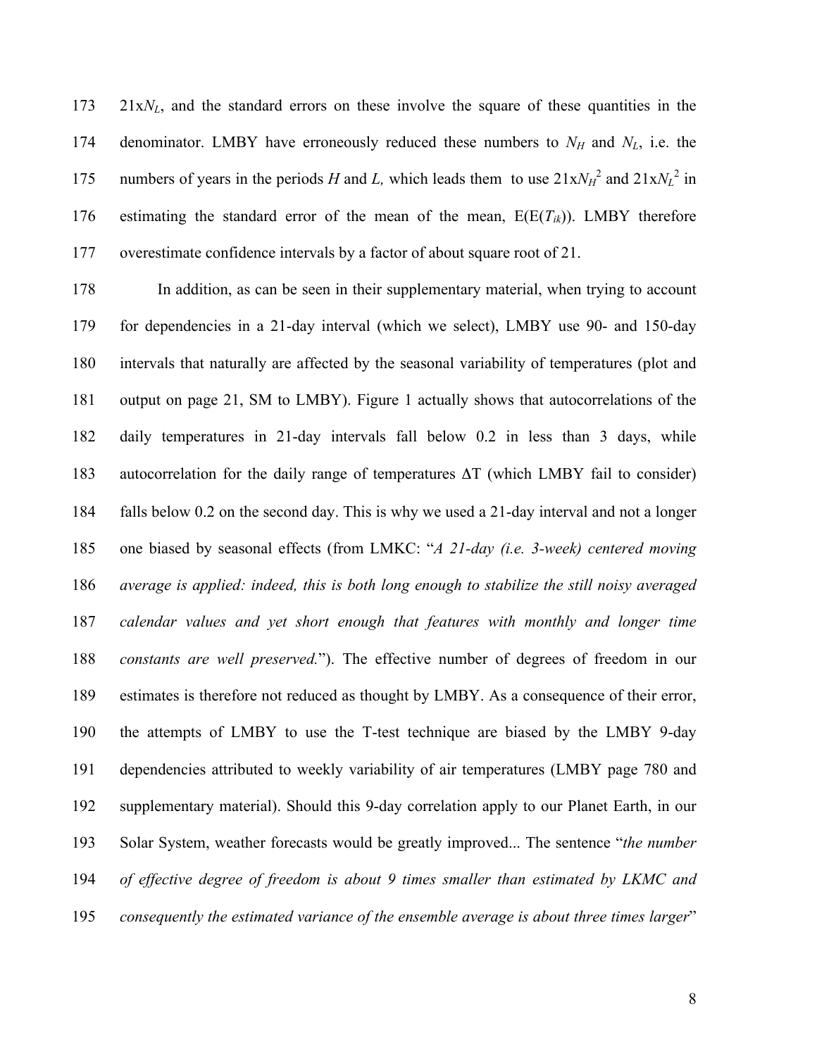21x$N_L$, and the standard errors on these involve the square of these quantities in the denominator. LMBY have erroneously reduced these numbers to $N_H$ and $N_L$, i.e. the numbers of years in the periods *H* and *L,* which leads them to use 21x$N_H^2$ and 21x$N_L^2$ in estimating the standard error of the mean of the mean, $E(E(T_{ik}))$. LMBY therefore overestimate confidence intervals by a factor of about square root of 21.

In addition, as can be seen in their supplementary material, when trying to account for dependencies in a 21-day interval (which we select), LMBY use 90- and 150-day intervals that naturally are affected by the seasonal variability of temperatures (plot and output on page 21, SM to LMBY). Figure 1 actually shows that autocorrelations of the daily temperatures in 21-day intervals fall below 0.2 in less than 3 days, while autocorrelation for the daily range of temperatures $\Delta T$ (which LMBY fail to consider) falls below 0.2 on the second day. This is why we used a 21-day interval and not a longer one biased by seasonal effects (from LMKC: "*A 21-day (i.e. 3-week) centered moving average is applied: indeed, this is both long enough to stabilize the still noisy averaged calendar values and yet short enough that features with monthly and longer time constants are well preserved.*"). The effective number of degrees of freedom in our estimates is therefore not reduced as thought by LMBY. As a consequence of their error, the attempts of LMBY to use the T-test technique are biased by the LMBY 9-day dependencies attributed to weekly variability of air temperatures (LMBY page 780 and supplementary material). Should this 9-day correlation apply to our Planet Earth, in our Solar System, weather forecasts would be greatly improved... The sentence "*the number of effective degree of freedom is about 9 times smaller than estimated by LKMC and consequently the estimated variance of the ensemble average is about three times larger*"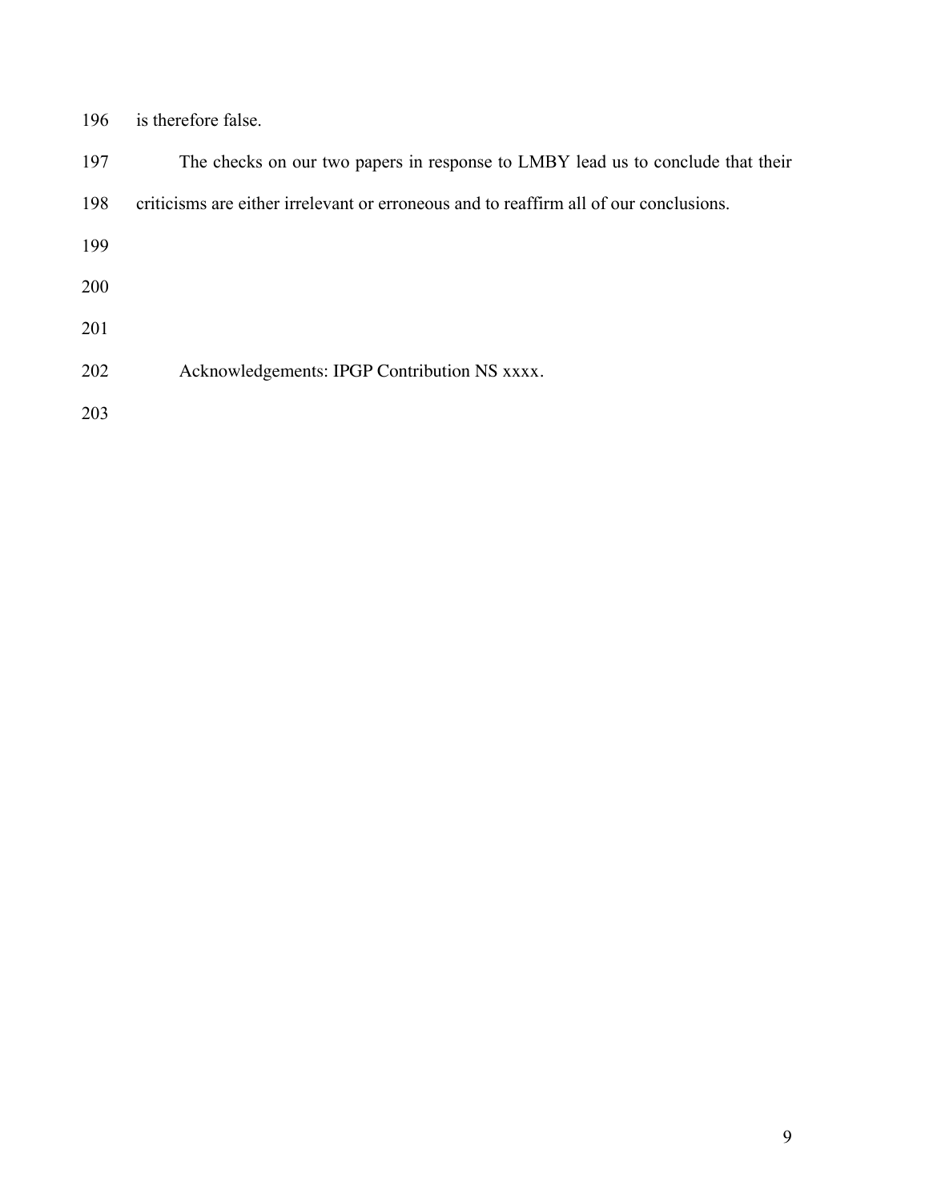is therefore false.

The checks on our two papers in response to LMBY lead us to conclude that their criticisms are either irrelevant or erroneous and to reaffirm all of our conclusions.

Acknowledgements: IPGP Contribution NS xxxx.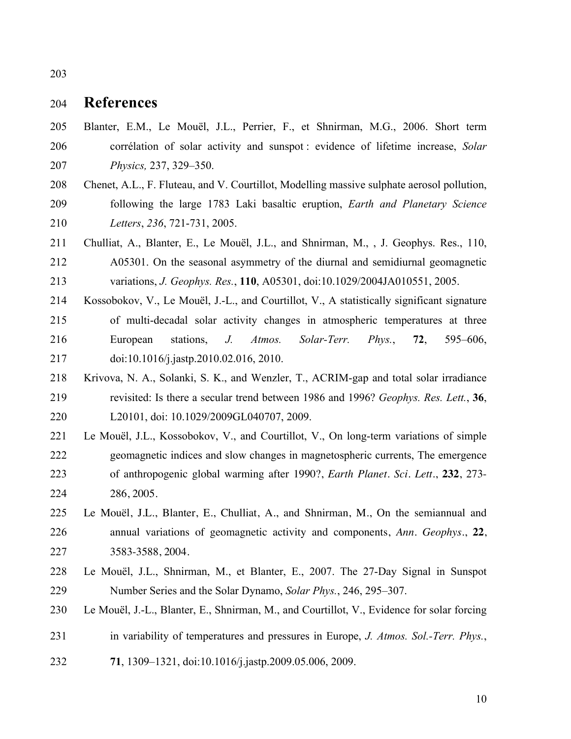## References

Blanter, E.M., Le Mouël, J.L., Perrier, F., et Shnirman, M.G., 2006. Short term corrélation of solar activity and sunspot : evidence of lifetime increase, *Solar Physics,* 237, 329–350.

Chenet, A.L., F. Fluteau, and V. Courtillot, Modelling massive sulphate aerosol pollution, following the large 1783 Laki basaltic eruption, *Earth and Planetary Science Letters*, *236*, 721-731, 2005.

Chulliat, A., Blanter, E., Le Mouël, J.L., and Shnirman, M., , J. Geophys. Res., 110, A05301. On the seasonal asymmetry of the diurnal and semidiurnal geomagnetic variations, *J. Geophys. Res.*, **110**, A05301, doi:10.1029/2004JA010551, 2005.

Kossobokov, V., Le Mouël, J.-L., and Courtillot, V., A statistically significant signature of multi-decadal solar activity changes in atmospheric temperatures at three European stations, *J. Atmos. Solar-Terr. Phys.*, **72**, 595–606, doi:10.1016/j.jastp.2010.02.016, 2010.

Krivova, N. A., Solanki, S. K., and Wenzler, T., ACRIM-gap and total solar irradiance revisited: Is there a secular trend between 1986 and 1996? *Geophys. Res. Lett.*, **36**, L20101, doi: 10.1029/2009GL040707, 2009.

Le Mouël, J.L., Kossobokov, V., and Courtillot, V., On long-term variations of simple geomagnetic indices and slow changes in magnetospheric currents, The emergence of anthropogenic global warming after 1990?, *Earth Planet. Sci. Lett*., **232**, 273-286, 2005.

Le Mouël, J.L., Blanter, E., Chulliat, A., and Shnirman, M., On the semiannual and annual variations of geomagnetic activity and components, *Ann. Geophys*., **22**, 3583-3588, 2004.

Le Mouël, J.L., Shnirman, M., et Blanter, E., 2007. The 27-Day Signal in Sunspot Number Series and the Solar Dynamo, *Solar Phys.*, 246, 295–307.

Le Mouël, J.-L., Blanter, E., Shnirman, M., and Courtillot, V., Evidence for solar forcing in variability of temperatures and pressures in Europe, *J. Atmos. Sol.-Terr. Phys.*, **71**, 1309–1321, doi:10.1016/j.jastp.2009.05.006, 2009.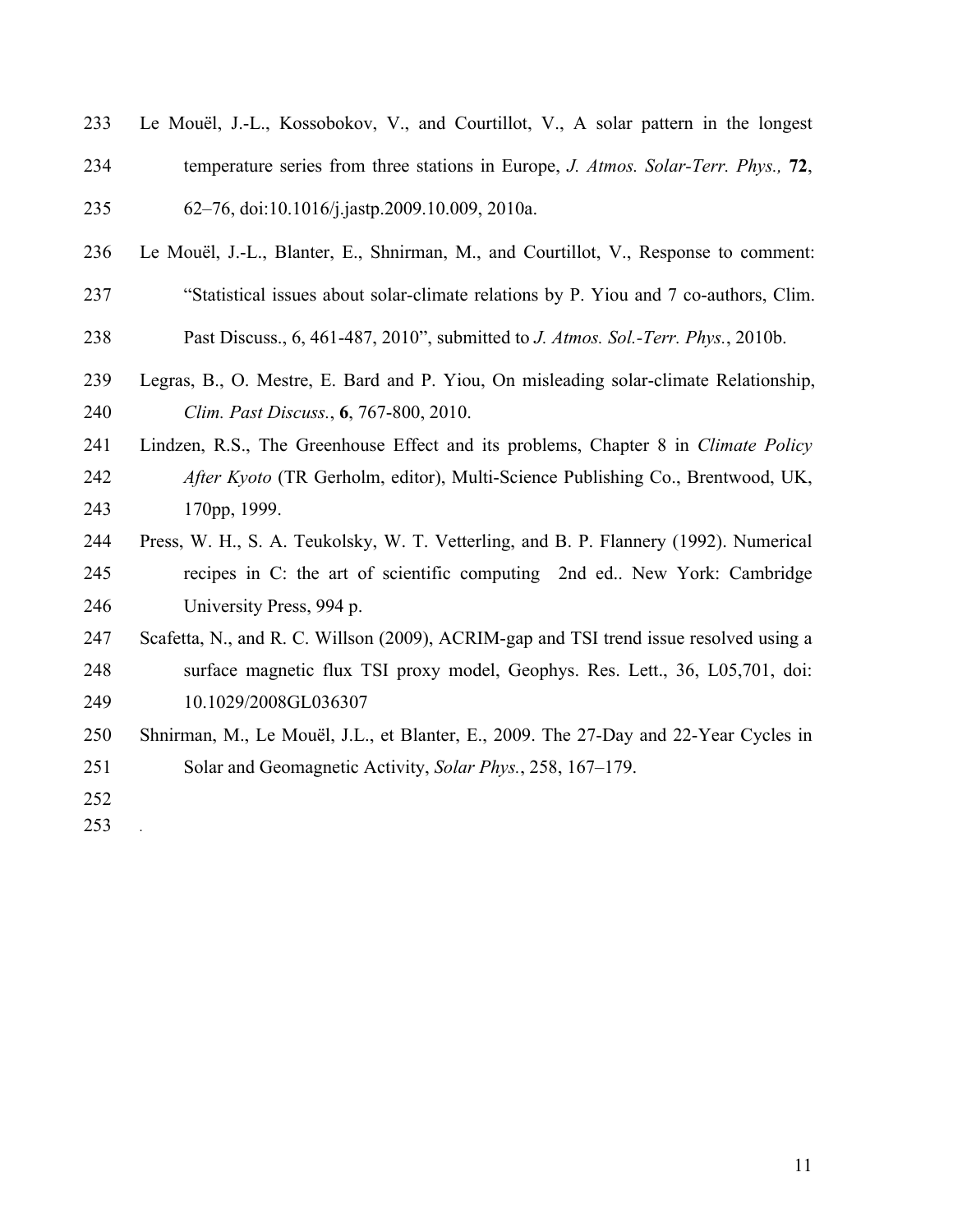Le Mouël, J.-L., Kossobokov, V., and Courtillot, V., A solar pattern in the longest temperature series from three stations in Europe, *J. Atmos. Solar-Terr. Phys.,* **72**, 62–76, doi:10.1016/j.jastp.2009.10.009, 2010a.

Le Mouël, J.-L., Blanter, E., Shnirman, M., and Courtillot, V., Response to comment: "Statistical issues about solar-climate relations by P. Yiou and 7 co-authors, Clim. Past Discuss., 6, 461-487, 2010", submitted to *J. Atmos. Sol.-Terr. Phys.*, 2010b.

Legras, B., O. Mestre, E. Bard and P. Yiou, On misleading solar-climate Relationship, *Clim. Past Discuss.*, **6**, 767-800, 2010.

Lindzen, R.S., The Greenhouse Effect and its problems, Chapter 8 in *Climate Policy After Kyoto* (TR Gerholm, editor), Multi-Science Publishing Co., Brentwood, UK, 170pp, 1999.

Press, W. H., S. A. Teukolsky, W. T. Vetterling, and B. P. Flannery (1992). Numerical recipes in C: the art of scientific computing 2nd ed.. New York: Cambridge University Press, 994 p.

Scafetta, N., and R. C. Willson (2009), ACRIM-gap and TSI trend issue resolved using a surface magnetic flux TSI proxy model, Geophys. Res. Lett., 36, L05,701, doi: 10.1029/2008GL036307

Shnirman, M., Le Mouël, J.L., et Blanter, E., 2009. The 27-Day and 22-Year Cycles in Solar and Geomagnetic Activity, *Solar Phys.*, 258, 167–179.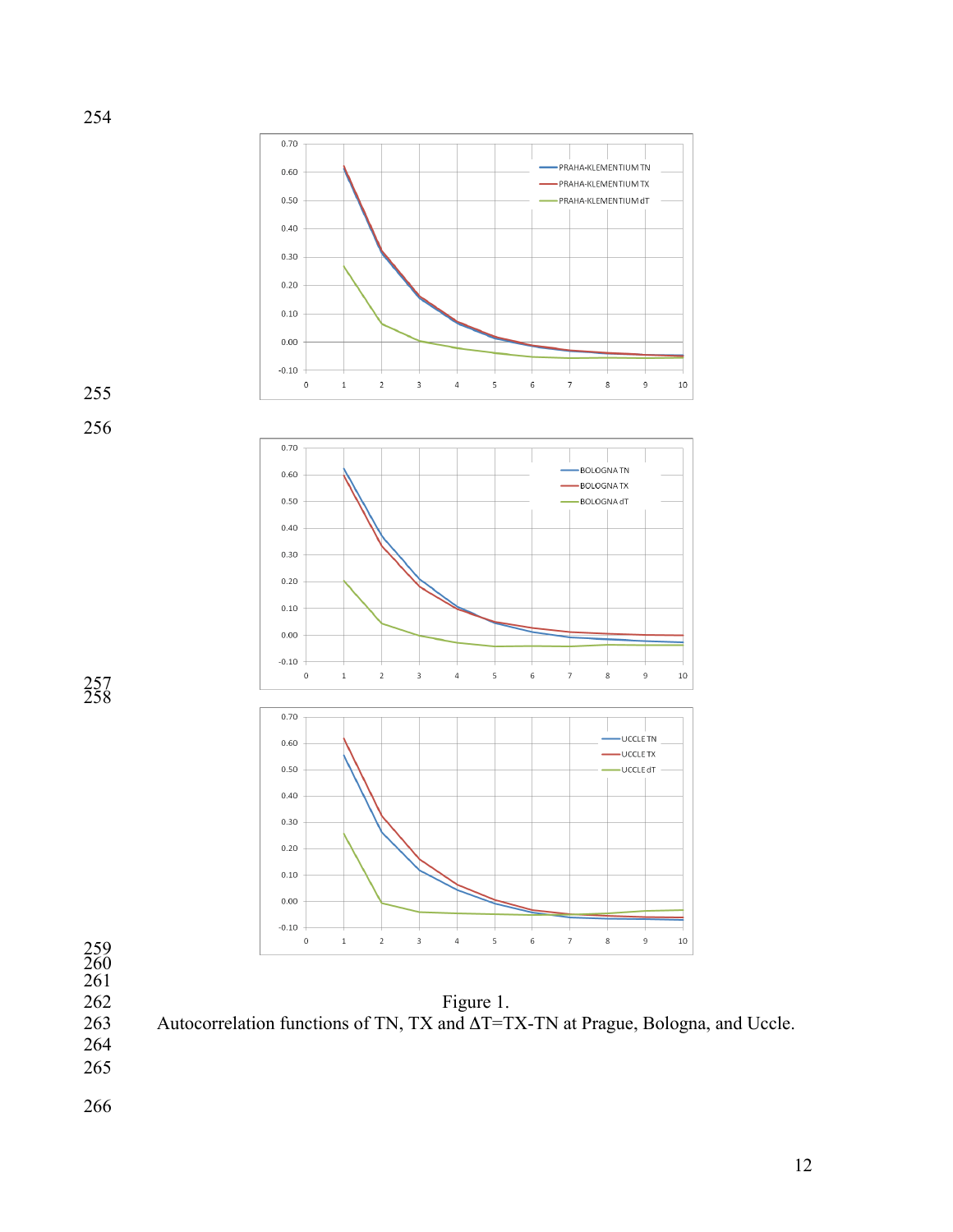0.70
0.60
0.50
0.40
0.30
0.20
0.10
0.00
-0.10
0 1 2 3 4 5 6 7 8 9 10

PRAHA-KLEMENTIUM TN
PRAHA-KLEMENTIUM TX
PRAHA-KLEMENTIUM dT

0.70
0.60
0.50
0.40
0.30
0.20
0.10
0.00
-0.10
0 1 2 3 4 5 6 7 8 9 10

BOLOGNA TN
BOLOGNA TX
BOLOGNA dT

0.70
0.60
0.50
0.40
0.30
0.20
0.10
0.00
-0.10
0 1 2 3 4 5 6 7 8 9 10

UCCLE TN
UCCLE TX
UCCLE dT

Figure 1.
Autocorrelation functions of TN, TX and $\Delta T$=TX-TN at Prague, Bologna, and Uccle.